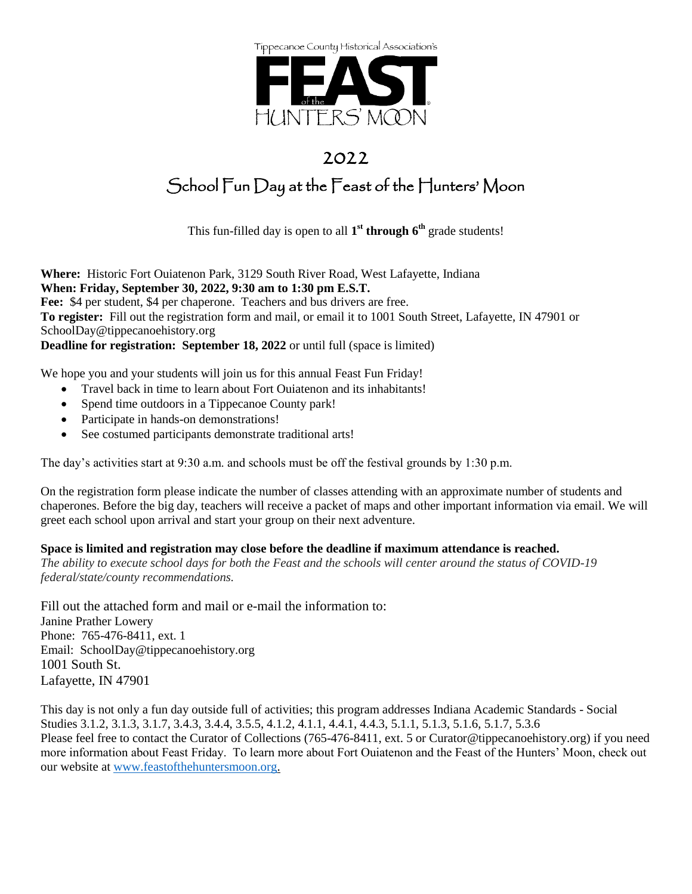Tippecanoe County Historical Association's

# FEAST of the HUNTERS' MOON

## 2022

## School Fun Day at the Feast of the Hunters' Moon

This fun-filled day is open to all **1st through 6th** grade students!

**Where:** Historic Fort Ouiatenon Park, 3129 South River Road, West Lafayette, Indiana
**When: Friday, September 30, 2022, 9:30 am to 1:30 pm E.S.T.**
**Fee:** $4 per student, $4 per chaperone. Teachers and bus drivers are free.
**To register:** Fill out the registration form and mail, or email it to 1001 South Street, Lafayette, IN 47901 or SchoolDay@tippecanoehistory.org
**Deadline for registration: September 18, 2022** or until full (space is limited)

We hope you and your students will join us for this annual Feast Fun Friday!

- Travel back in time to learn about Fort Ouiatenon and its inhabitants!
- Spend time outdoors in a Tippecanoe County park!
- Participate in hands-on demonstrations!
- See costumed participants demonstrate traditional arts!

The day's activities start at 9:30 a.m. and schools must be off the festival grounds by 1:30 p.m.

On the registration form please indicate the number of classes attending with an approximate number of students and chaperones. Before the big day, teachers will receive a packet of maps and other important information via email. We will greet each school upon arrival and start your group on their next adventure.

**Space is limited and registration may close before the deadline if maximum attendance is reached.**
*The ability to execute school days for both the Feast and the schools will center around the status of COVID-19 federal/state/county recommendations.*

Fill out the attached form and mail or e-mail the information to:
Janine Prather Lowery
Phone: 765-476-8411, ext. 1
Email: SchoolDay@tippecanoehistory.org
1001 South St.
Lafayette, IN 47901

This day is not only a fun day outside full of activities; this program addresses Indiana Academic Standards - Social Studies 3.1.2, 3.1.3, 3.1.7, 3.4.3, 3.4.4, 3.5.5, 4.1.2, 4.1.1, 4.4.1, 4.4.3, 5.1.1, 5.1.3, 5.1.6, 5.1.7, 5.3.6
Please feel free to contact the Curator of Collections (765-476-8411, ext. 5 or Curator@tippecanoehistory.org) if you need more information about Feast Friday. To learn more about Fort Ouiatenon and the Feast of the Hunters' Moon, check out our website at www.feastofthehuntersmoon.org.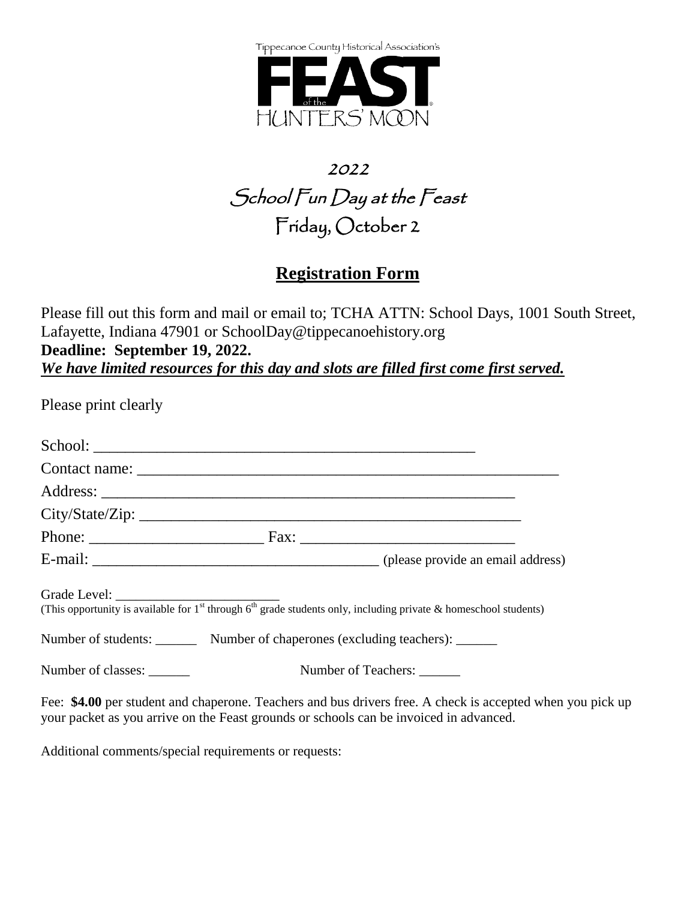Tippecanoe County Historical Association's

FEAST of the HUNTERS' MOON

# 2022
# School Fun Day at the Feast
# Friday, October 2

## Registration Form

Please fill out this form and mail or email to; TCHA ATTN: School Days, 1001 South Street, Lafayette, Indiana 47901 or SchoolDay@tippecanoehistory.org

**Deadline: September 19, 2022.**

***We have limited resources for this day and slots are filled first come first served.***

Please print clearly

School: ______________________________________________

Contact name: ______________________________________________

Address: ______________________________________________

City/State/Zip: ______________________________________________

Phone: ____________________ Fax: __________________________

E-mail: ____________________________________ (please provide an email address)

Grade Level: ________________________

(This opportunity is available for 1st through 6th grade students only, including private & homeschool students)

Number of students: ______ Number of chaperones (excluding teachers): ______

Number of classes: ______ Number of Teachers: ______

Fee: **$4.00** per student and chaperone. Teachers and bus drivers free. A check is accepted when you pick up your packet as you arrive on the Feast grounds or schools can be invoiced in advanced.

Additional comments/special requirements or requests: